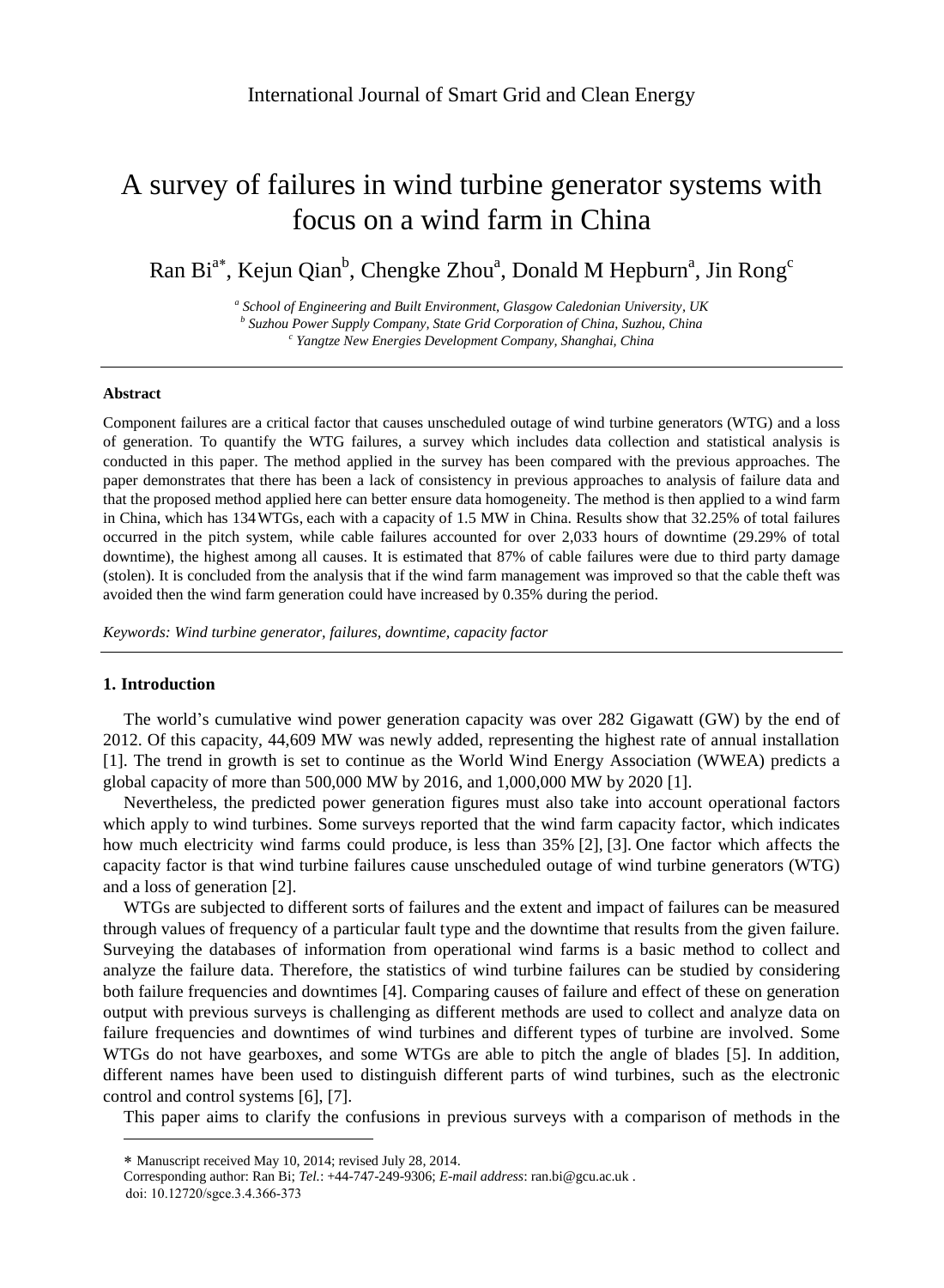# A survey of failures in wind turbine generator systems with focus on a wind farm in China

Ran Bi[a*], Kejun Qian[b], Chengke Zhou[a], Donald M Hepburn[a], Jin Rong[c]

[a] *School of Engineering and Built Environment, Glasgow Caledonian University, UK*
[b] *Suzhou Power Supply Company, State Grid Corporation of China, Suzhou, China*
[c] *Yangtze New Energies Development Company, Shanghai, China*

---

**Abstract**

Component failures are a critical factor that causes unscheduled outage of wind turbine generators (WTG) and a loss of generation. To quantify the WTG failures, a survey which includes data collection and statistical analysis is conducted in this paper. The method applied in the survey has been compared with the previous approaches. The paper demonstrates that there has been a lack of consistency in previous approaches to analysis of failure data and that the proposed method applied here can better ensure data homogeneity. The method is then applied to a wind farm in China, which has 134 WTGs, each with a capacity of 1.5 MW in China. Results show that 32.25% of total failures occurred in the pitch system, while cable failures accounted for over 2,033 hours of downtime (29.29% of total downtime), the highest among all causes. It is estimated that 87% of cable failures were due to third party damage (stolen). It is concluded from the analysis that if the wind farm management was improved so that the cable theft was avoided then the wind farm generation could have increased by 0.35% during the period.

*Keywords: Wind turbine generator, failures, downtime, capacity factor*

---

## 1. Introduction

The world's cumulative wind power generation capacity was over 282 Gigawatt (GW) by the end of 2012. Of this capacity, 44,609 MW was newly added, representing the highest rate of annual installation [1]. The trend in growth is set to continue as the World Wind Energy Association (WWEA) predicts a global capacity of more than 500,000 MW by 2016, and 1,000,000 MW by 2020 [1].

Nevertheless, the predicted power generation figures must also take into account operational factors which apply to wind turbines. Some surveys reported that the wind farm capacity factor, which indicates how much electricity wind farms could produce, is less than 35% [2], [3]. One factor which affects the capacity factor is that wind turbine failures cause unscheduled outage of wind turbine generators (WTG) and a loss of generation [2].

WTGs are subjected to different sorts of failures and the extent and impact of failures can be measured through values of frequency of a particular fault type and the downtime that results from the given failure. Surveying the databases of information from operational wind farms is a basic method to collect and analyze the failure data. Therefore, the statistics of wind turbine failures can be studied by considering both failure frequencies and downtimes [4]. Comparing causes of failure and effect of these on generation output with previous surveys is challenging as different methods are used to collect and analyze data on failure frequencies and downtimes of wind turbines and different types of turbine are involved. Some WTGs do not have gearboxes, and some WTGs are able to pitch the angle of blades [5]. In addition, different names have been used to distinguish different parts of wind turbines, such as the electronic control and control systems [6], [7].

This paper aims to clarify the confusions in previous surveys with a comparison of methods in the

---

* Manuscript received May 10, 2014; revised July 28, 2014.

Corresponding author: Ran Bi; *Tel.*: +44-747-249-9306; *E-mail address*: ran.bi@gcu.ac.uk .

doi: 10.12720/sgce.3.4.366-373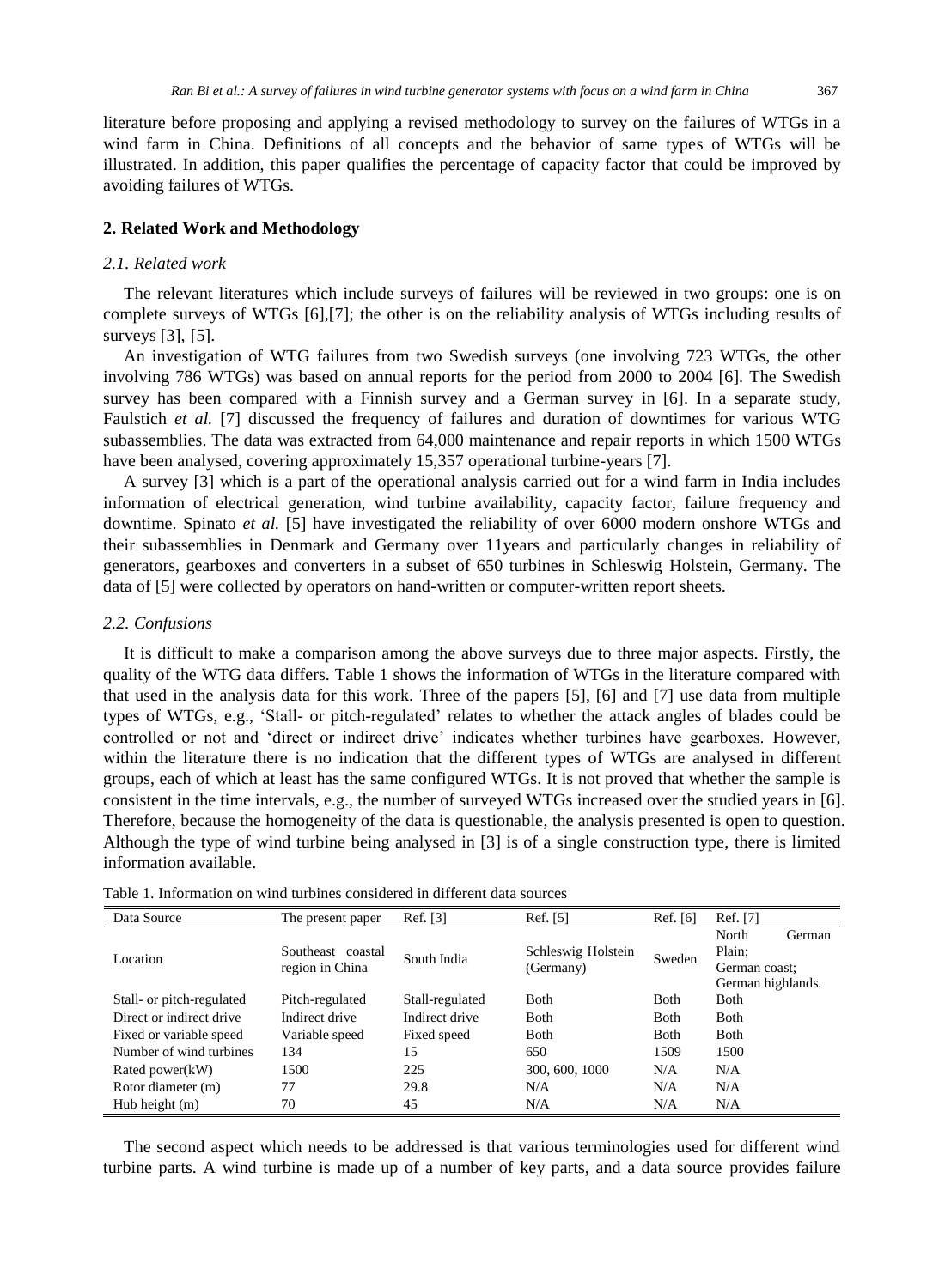literature before proposing and applying a revised methodology to survey on the failures of WTGs in a wind farm in China. Definitions of all concepts and the behavior of same types of WTGs will be illustrated. In addition, this paper qualifies the percentage of capacity factor that could be improved by avoiding failures of WTGs.

## 2. Related Work and Methodology

### *2.1. Related work*

The relevant literatures which include surveys of failures will be reviewed in two groups: one is on complete surveys of WTGs [6],[7]; the other is on the reliability analysis of WTGs including results of surveys [3], [5].

An investigation of WTG failures from two Swedish surveys (one involving 723 WTGs, the other involving 786 WTGs) was based on annual reports for the period from 2000 to 2004 [6]. The Swedish survey has been compared with a Finnish survey and a German survey in [6]. In a separate study, Faulstich *et al.* [7] discussed the frequency of failures and duration of downtimes for various WTG subassemblies. The data was extracted from 64,000 maintenance and repair reports in which 1500 WTGs have been analysed, covering approximately 15,357 operational turbine-years [7].

A survey [3] which is a part of the operational analysis carried out for a wind farm in India includes information of electrical generation, wind turbine availability, capacity factor, failure frequency and downtime. Spinato *et al.* [5] have investigated the reliability of over 6000 modern onshore WTGs and their subassemblies in Denmark and Germany over 11years and particularly changes in reliability of generators, gearboxes and converters in a subset of 650 turbines in Schleswig Holstein, Germany. The data of [5] were collected by operators on hand-written or computer-written report sheets.

### *2.2. Confusions*

It is difficult to make a comparison among the above surveys due to three major aspects. Firstly, the quality of the WTG data differs. Table 1 shows the information of WTGs in the literature compared with that used in the analysis data for this work. Three of the papers [5], [6] and [7] use data from multiple types of WTGs, e.g., 'Stall- or pitch-regulated' relates to whether the attack angles of blades could be controlled or not and 'direct or indirect drive' indicates whether turbines have gearboxes. However, within the literature there is no indication that the different types of WTGs are analysed in different groups, each of which at least has the same configured WTGs. It is not proved that whether the sample is consistent in the time intervals, e.g., the number of surveyed WTGs increased over the studied years in [6]. Therefore, because the homogeneity of the data is questionable, the analysis presented is open to question. Although the type of wind turbine being analysed in [3] is of a single construction type, there is limited information available.

Table 1. Information on wind turbines considered in different data sources

| Data Source | The present paper | Ref. [3] | Ref. [5] | Ref. [6] | Ref. [7] |
|---|---|---|---|---|---|
| Location | Southeast coastal region in China | South India | Schleswig Holstein (Germany) | Sweden | North German Plain; German coast; German highlands. |
| Stall- or pitch-regulated | Pitch-regulated | Stall-regulated | Both | Both | Both |
| Direct or indirect drive | Indirect drive | Indirect drive | Both | Both | Both |
| Fixed or variable speed | Variable speed | Fixed speed | Both | Both | Both |
| Number of wind turbines | 134 | 15 | 650 | 1509 | 1500 |
| Rated power(kW) | 1500 | 225 | 300, 600, 1000 | N/A | N/A |
| Rotor diameter (m) | 77 | 29.8 | N/A | N/A | N/A |
| Hub height (m) | 70 | 45 | N/A | N/A | N/A |

The second aspect which needs to be addressed is that various terminologies used for different wind turbine parts. A wind turbine is made up of a number of key parts, and a data source provides failure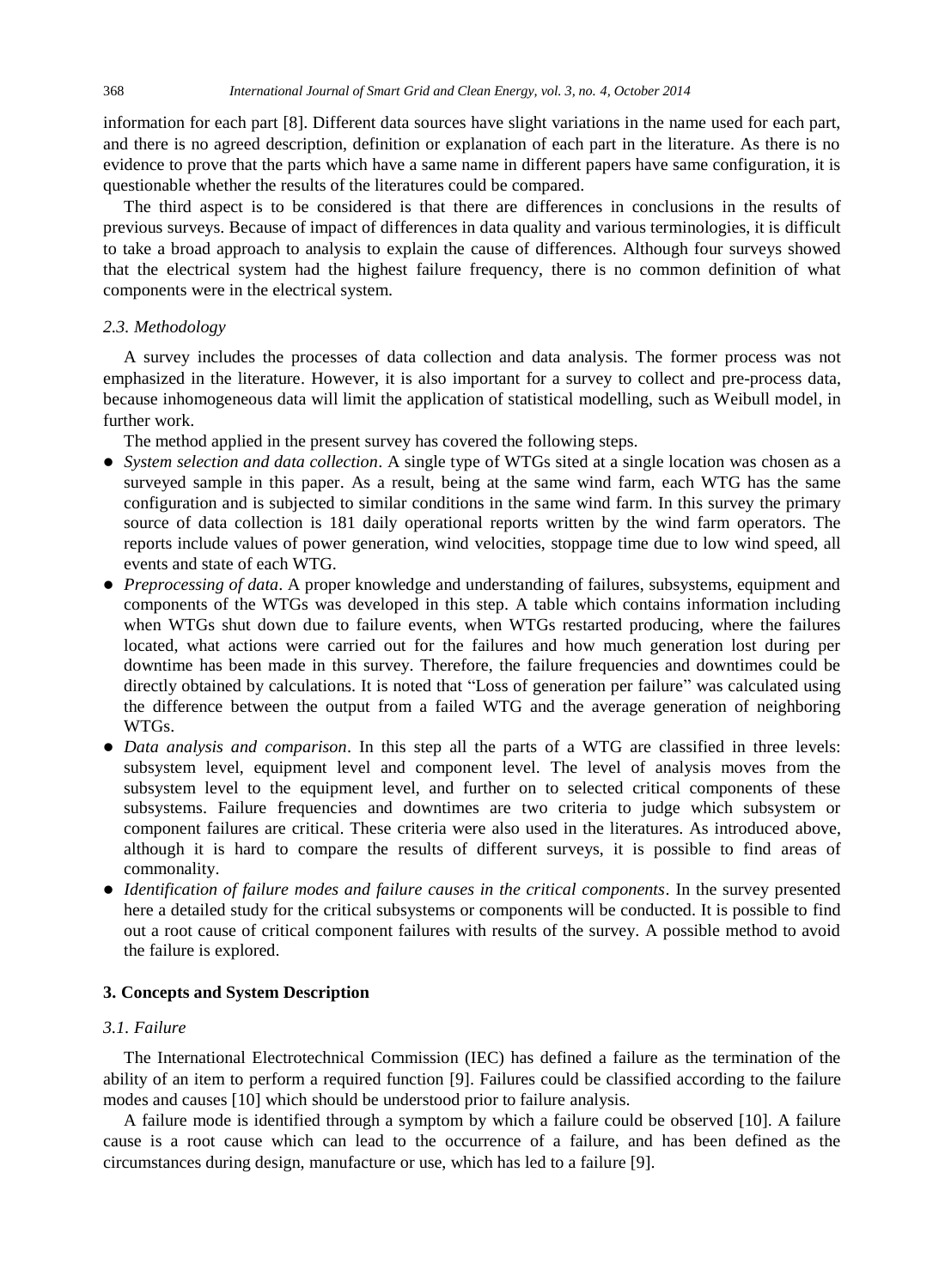information for each part [8]. Different data sources have slight variations in the name used for each part, and there is no agreed description, definition or explanation of each part in the literature. As there is no evidence to prove that the parts which have a same name in different papers have same configuration, it is questionable whether the results of the literatures could be compared.

The third aspect is to be considered is that there are differences in conclusions in the results of previous surveys. Because of impact of differences in data quality and various terminologies, it is difficult to take a broad approach to analysis to explain the cause of differences. Although four surveys showed that the electrical system had the highest failure frequency, there is no common definition of what components were in the electrical system.

### 2.3. Methodology

A survey includes the processes of data collection and data analysis. The former process was not emphasized in the literature. However, it is also important for a survey to collect and pre-process data, because inhomogeneous data will limit the application of statistical modelling, such as Weibull model, in further work.

The method applied in the present survey has covered the following steps.

- *System selection and data collection*. A single type of WTGs sited at a single location was chosen as a surveyed sample in this paper. As a result, being at the same wind farm, each WTG has the same configuration and is subjected to similar conditions in the same wind farm. In this survey the primary source of data collection is 181 daily operational reports written by the wind farm operators. The reports include values of power generation, wind velocities, stoppage time due to low wind speed, all events and state of each WTG.
- *Preprocessing of data*. A proper knowledge and understanding of failures, subsystems, equipment and components of the WTGs was developed in this step. A table which contains information including when WTGs shut down due to failure events, when WTGs restarted producing, where the failures located, what actions were carried out for the failures and how much generation lost during per downtime has been made in this survey. Therefore, the failure frequencies and downtimes could be directly obtained by calculations. It is noted that "Loss of generation per failure" was calculated using the difference between the output from a failed WTG and the average generation of neighboring WTGs.
- *Data analysis and comparison*. In this step all the parts of a WTG are classified in three levels: subsystem level, equipment level and component level. The level of analysis moves from the subsystem level to the equipment level, and further on to selected critical components of these subsystems. Failure frequencies and downtimes are two criteria to judge which subsystem or component failures are critical. These criteria were also used in the literatures. As introduced above, although it is hard to compare the results of different surveys, it is possible to find areas of commonality.
- *Identification of failure modes and failure causes in the critical components*. In the survey presented here a detailed study for the critical subsystems or components will be conducted. It is possible to find out a root cause of critical component failures with results of the survey. A possible method to avoid the failure is explored.

## 3. Concepts and System Description

### 3.1. Failure

The International Electrotechnical Commission (IEC) has defined a failure as the termination of the ability of an item to perform a required function [9]. Failures could be classified according to the failure modes and causes [10] which should be understood prior to failure analysis.

A failure mode is identified through a symptom by which a failure could be observed [10]. A failure cause is a root cause which can lead to the occurrence of a failure, and has been defined as the circumstances during design, manufacture or use, which has led to a failure [9].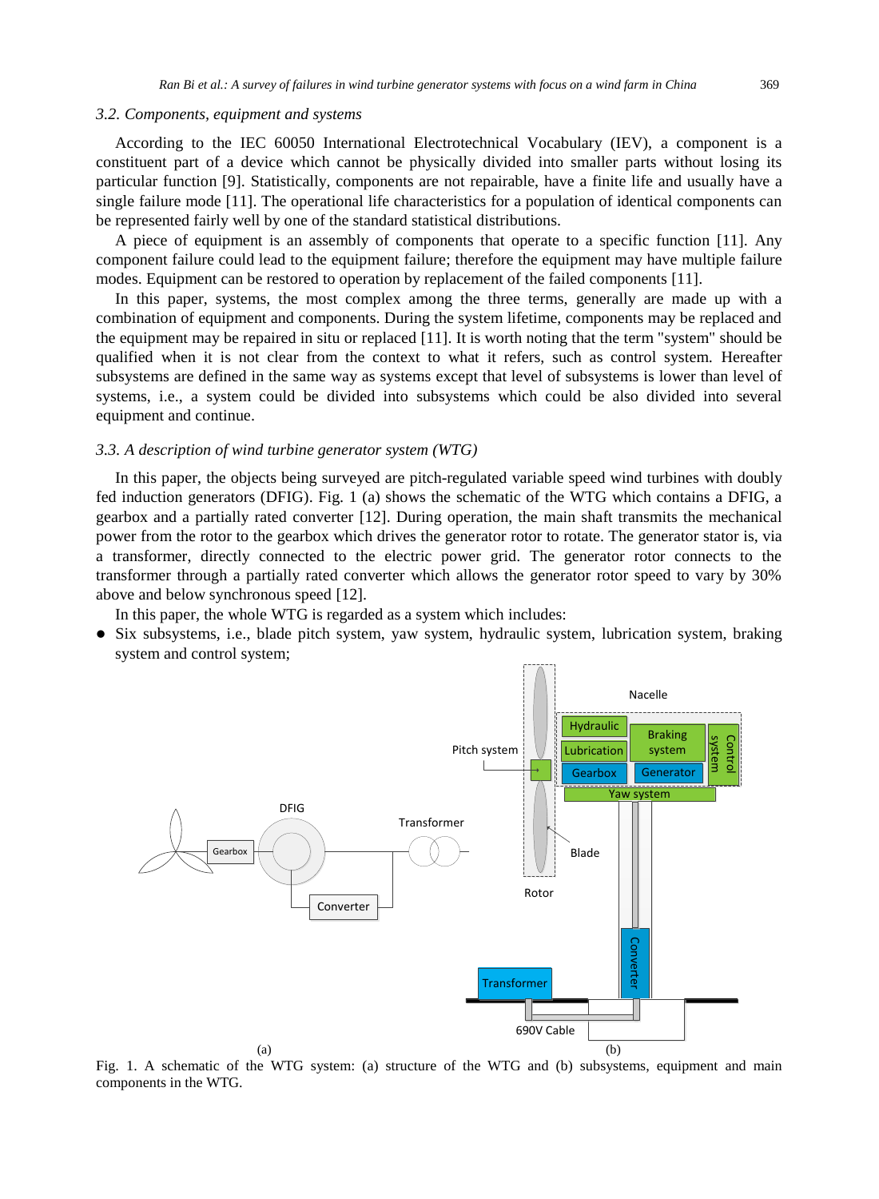### 3.2. Components, equipment and systems

According to the IEC 60050 International Electrotechnical Vocabulary (IEV), a component is a constituent part of a device which cannot be physically divided into smaller parts without losing its particular function [9]. Statistically, components are not repairable, have a finite life and usually have a single failure mode [11]. The operational life characteristics for a population of identical components can be represented fairly well by one of the standard statistical distributions.

A piece of equipment is an assembly of components that operate to a specific function [11]. Any component failure could lead to the equipment failure; therefore the equipment may have multiple failure modes. Equipment can be restored to operation by replacement of the failed components [11].

In this paper, systems, the most complex among the three terms, generally are made up with a combination of equipment and components. During the system lifetime, components may be replaced and the equipment may be repaired in situ or replaced [11]. It is worth noting that the term "system" should be qualified when it is not clear from the context to what it refers, such as control system. Hereafter subsystems are defined in the same way as systems except that level of subsystems is lower than level of systems, i.e., a system could be divided into subsystems which could be also divided into several equipment and continue.

### 3.3. A description of wind turbine generator system (WTG)

In this paper, the objects being surveyed are pitch-regulated variable speed wind turbines with doubly fed induction generators (DFIG). Fig. 1 (a) shows the schematic of the WTG which contains a DFIG, a gearbox and a partially rated converter [12]. During operation, the main shaft transmits the mechanical power from the rotor to the gearbox which drives the generator rotor to rotate. The generator stator is, via a transformer, directly connected to the electric power grid. The generator rotor connects to the transformer through a partially rated converter which allows the generator rotor speed to vary by 30% above and below synchronous speed [12].

In this paper, the whole WTG is regarded as a system which includes:

- Six subsystems, i.e., blade pitch system, yaw system, hydraulic system, lubrication system, braking system and control system;

Fig. 1. A schematic of the WTG system: (a) structure of the WTG and (b) subsystems, equipment and main components in the WTG.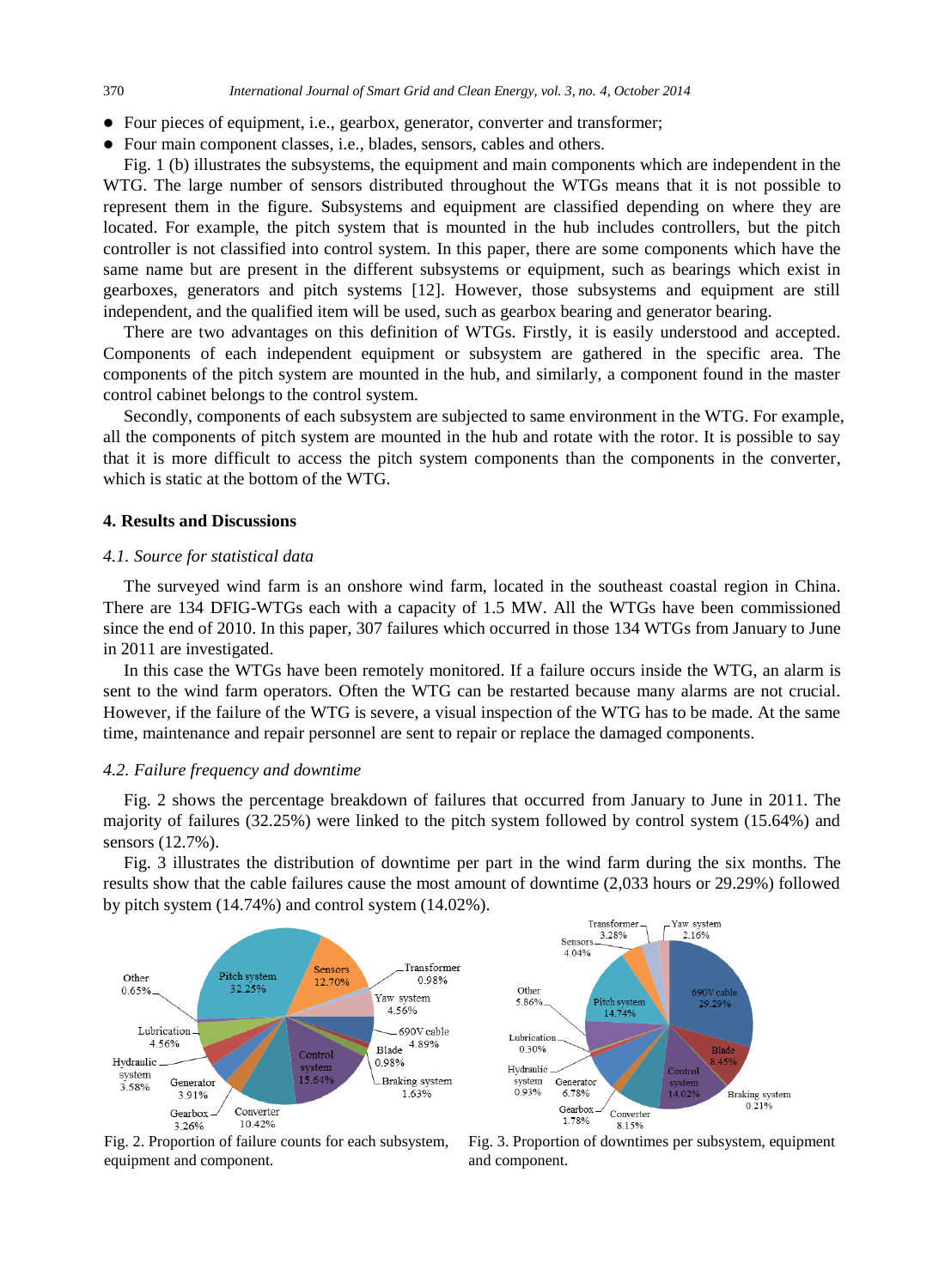- Four pieces of equipment, i.e., gearbox, generator, converter and transformer;
- Four main component classes, i.e., blades, sensors, cables and others.

Fig. 1 (b) illustrates the subsystems, the equipment and main components which are independent in the WTG. The large number of sensors distributed throughout the WTGs means that it is not possible to represent them in the figure. Subsystems and equipment are classified depending on where they are located. For example, the pitch system that is mounted in the hub includes controllers, but the pitch controller is not classified into control system. In this paper, there are some components which have the same name but are present in the different subsystems or equipment, such as bearings which exist in gearboxes, generators and pitch systems [12]. However, those subsystems and equipment are still independent, and the qualified item will be used, such as gearbox bearing and generator bearing.

There are two advantages on this definition of WTGs. Firstly, it is easily understood and accepted. Components of each independent equipment or subsystem are gathered in the specific area. The components of the pitch system are mounted in the hub, and similarly, a component found in the master control cabinet belongs to the control system.

Secondly, components of each subsystem are subjected to same environment in the WTG. For example, all the components of pitch system are mounted in the hub and rotate with the rotor. It is possible to say that it is more difficult to access the pitch system components than the components in the converter, which is static at the bottom of the WTG.

## 4. Results and Discussions

### *4.1. Source for statistical data*

The surveyed wind farm is an onshore wind farm, located in the southeast coastal region in China. There are 134 DFIG-WTGs each with a capacity of 1.5 MW. All the WTGs have been commissioned since the end of 2010. In this paper, 307 failures which occurred in those 134 WTGs from January to June in 2011 are investigated.

In this case the WTGs have been remotely monitored. If a failure occurs inside the WTG, an alarm is sent to the wind farm operators. Often the WTG can be restarted because many alarms are not crucial. However, if the failure of the WTG is severe, a visual inspection of the WTG has to be made. At the same time, maintenance and repair personnel are sent to repair or replace the damaged components.

### *4.2. Failure frequency and downtime*

Fig. 2 shows the percentage breakdown of failures that occurred from January to June in 2011. The majority of failures (32.25%) were linked to the pitch system followed by control system (15.64%) and sensors (12.7%).

Fig. 3 illustrates the distribution of downtime per part in the wind farm during the six months. The results show that the cable failures cause the most amount of downtime (2,033 hours or 29.29%) followed by pitch system (14.74%) and control system (14.02%).

Fig. 2. Proportion of failure counts for each subsystem, equipment and component.

Fig. 3. Proportion of downtimes per subsystem, equipment and component.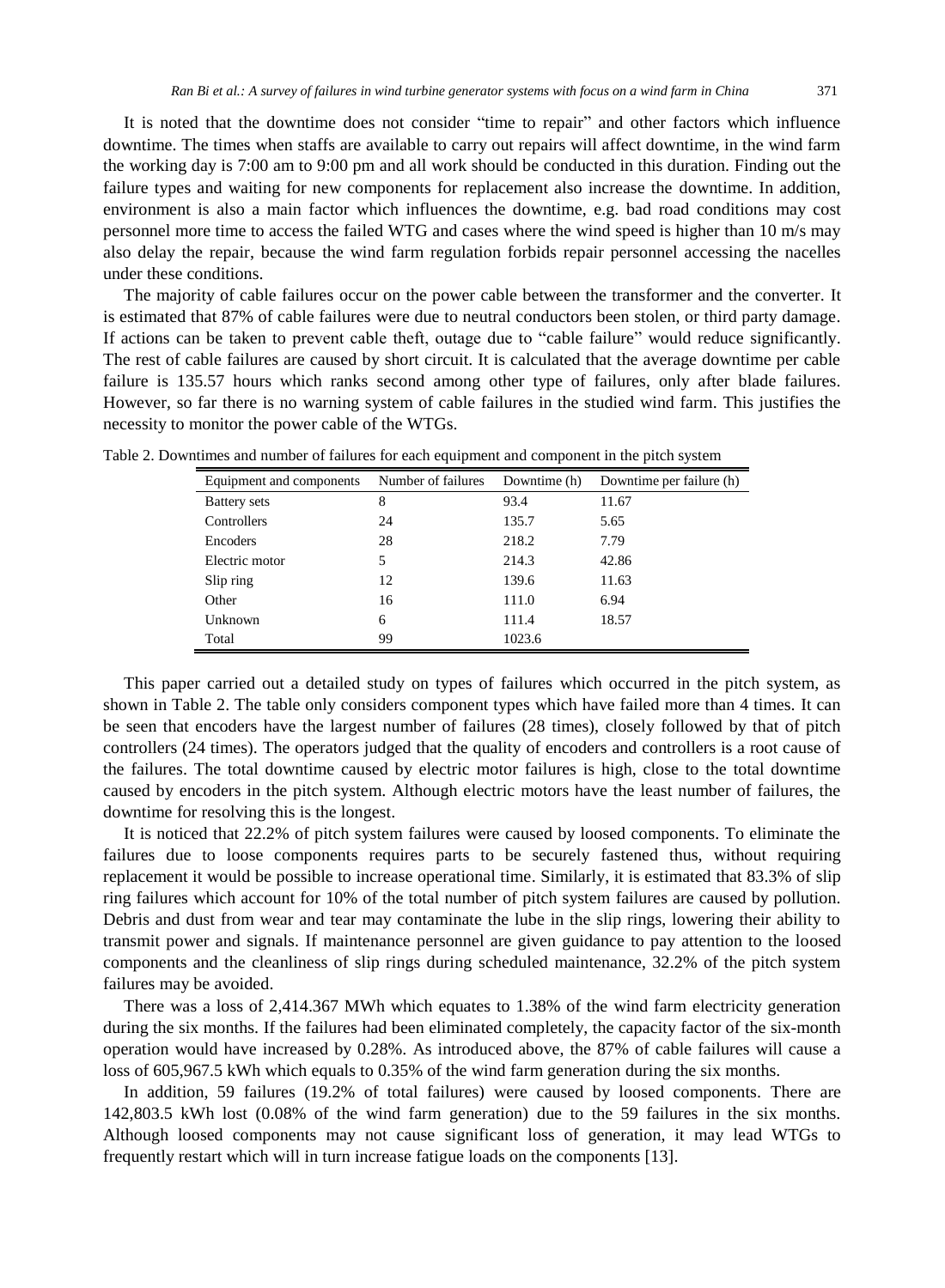It is noted that the downtime does not consider "time to repair" and other factors which influence downtime. The times when staffs are available to carry out repairs will affect downtime, in the wind farm the working day is 7:00 am to 9:00 pm and all work should be conducted in this duration. Finding out the failure types and waiting for new components for replacement also increase the downtime. In addition, environment is also a main factor which influences the downtime, e.g. bad road conditions may cost personnel more time to access the failed WTG and cases where the wind speed is higher than 10 m/s may also delay the repair, because the wind farm regulation forbids repair personnel accessing the nacelles under these conditions.

The majority of cable failures occur on the power cable between the transformer and the converter. It is estimated that 87% of cable failures were due to neutral conductors been stolen, or third party damage. If actions can be taken to prevent cable theft, outage due to "cable failure" would reduce significantly. The rest of cable failures are caused by short circuit. It is calculated that the average downtime per cable failure is 135.57 hours which ranks second among other type of failures, only after blade failures. However, so far there is no warning system of cable failures in the studied wind farm. This justifies the necessity to monitor the power cable of the WTGs.

Table 2. Downtimes and number of failures for each equipment and component in the pitch system

| Equipment and components | Number of failures | Downtime (h) | Downtime per failure (h) |
|---|---|---|---|
| Battery sets | 8 | 93.4 | 11.67 |
| Controllers | 24 | 135.7 | 5.65 |
| Encoders | 28 | 218.2 | 7.79 |
| Electric motor | 5 | 214.3 | 42.86 |
| Slip ring | 12 | 139.6 | 11.63 |
| Other | 16 | 111.0 | 6.94 |
| Unknown | 6 | 111.4 | 18.57 |
| Total | 99 | 1023.6 | |

This paper carried out a detailed study on types of failures which occurred in the pitch system, as shown in Table 2. The table only considers component types which have failed more than 4 times. It can be seen that encoders have the largest number of failures (28 times), closely followed by that of pitch controllers (24 times). The operators judged that the quality of encoders and controllers is a root cause of the failures. The total downtime caused by electric motor failures is high, close to the total downtime caused by encoders in the pitch system. Although electric motors have the least number of failures, the downtime for resolving this is the longest.

It is noticed that 22.2% of pitch system failures were caused by loosed components. To eliminate the failures due to loose components requires parts to be securely fastened thus, without requiring replacement it would be possible to increase operational time. Similarly, it is estimated that 83.3% of slip ring failures which account for 10% of the total number of pitch system failures are caused by pollution. Debris and dust from wear and tear may contaminate the lube in the slip rings, lowering their ability to transmit power and signals. If maintenance personnel are given guidance to pay attention to the loosed components and the cleanliness of slip rings during scheduled maintenance, 32.2% of the pitch system failures may be avoided.

There was a loss of 2,414.367 MWh which equates to 1.38% of the wind farm electricity generation during the six months. If the failures had been eliminated completely, the capacity factor of the six-month operation would have increased by 0.28%. As introduced above, the 87% of cable failures will cause a loss of 605,967.5 kWh which equals to 0.35% of the wind farm generation during the six months.

In addition, 59 failures (19.2% of total failures) were caused by loosed components. There are 142,803.5 kWh lost (0.08% of the wind farm generation) due to the 59 failures in the six months. Although loosed components may not cause significant loss of generation, it may lead WTGs to frequently restart which will in turn increase fatigue loads on the components [13].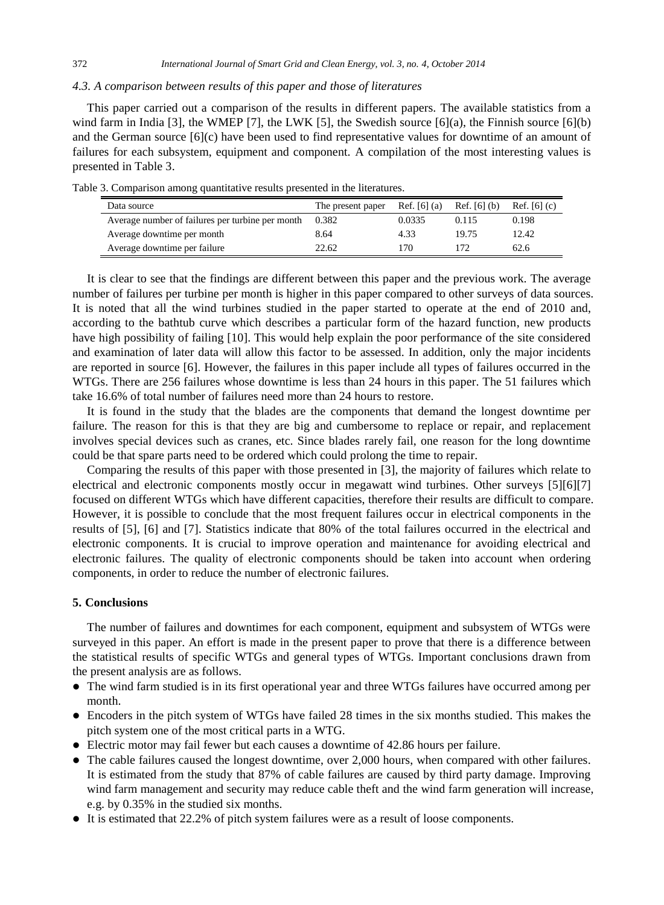### 4.3. A comparison between results of this paper and those of literatures

This paper carried out a comparison of the results in different papers. The available statistics from a wind farm in India [3], the WMEP [7], the LWK [5], the Swedish source [6](a), the Finnish source [6](b) and the German source [6](c) have been used to find representative values for downtime of an amount of failures for each subsystem, equipment and component. A compilation of the most interesting values is presented in Table 3.

Table 3. Comparison among quantitative results presented in the literatures.

| Data source | The present paper | Ref. [6] (a) | Ref. [6] (b) | Ref. [6] (c) |
|---|---|---|---|---|
| Average number of failures per turbine per month | 0.382 | 0.0335 | 0.115 | 0.198 |
| Average downtime per month | 8.64 | 4.33 | 19.75 | 12.42 |
| Average downtime per failure | 22.62 | 170 | 172 | 62.6 |

It is clear to see that the findings are different between this paper and the previous work. The average number of failures per turbine per month is higher in this paper compared to other surveys of data sources. It is noted that all the wind turbines studied in the paper started to operate at the end of 2010 and, according to the bathtub curve which describes a particular form of the hazard function, new products have high possibility of failing [10]. This would help explain the poor performance of the site considered and examination of later data will allow this factor to be assessed. In addition, only the major incidents are reported in source [6]. However, the failures in this paper include all types of failures occurred in the WTGs. There are 256 failures whose downtime is less than 24 hours in this paper. The 51 failures which take 16.6% of total number of failures need more than 24 hours to restore.

It is found in the study that the blades are the components that demand the longest downtime per failure. The reason for this is that they are big and cumbersome to replace or repair, and replacement involves special devices such as cranes, etc. Since blades rarely fail, one reason for the long downtime could be that spare parts need to be ordered which could prolong the time to repair.

Comparing the results of this paper with those presented in [3], the majority of failures which relate to electrical and electronic components mostly occur in megawatt wind turbines. Other surveys [5][6][7] focused on different WTGs which have different capacities, therefore their results are difficult to compare. However, it is possible to conclude that the most frequent failures occur in electrical components in the results of [5], [6] and [7]. Statistics indicate that 80% of the total failures occurred in the electrical and electronic components. It is crucial to improve operation and maintenance for avoiding electrical and electronic failures. The quality of electronic components should be taken into account when ordering components, in order to reduce the number of electronic failures.

## 5. Conclusions

The number of failures and downtimes for each component, equipment and subsystem of WTGs were surveyed in this paper. An effort is made in the present paper to prove that there is a difference between the statistical results of specific WTGs and general types of WTGs. Important conclusions drawn from the present analysis are as follows.

- The wind farm studied is in its first operational year and three WTGs failures have occurred among per month.
- Encoders in the pitch system of WTGs have failed 28 times in the six months studied. This makes the pitch system one of the most critical parts in a WTG.
- Electric motor may fail fewer but each causes a downtime of 42.86 hours per failure.
- The cable failures caused the longest downtime, over 2,000 hours, when compared with other failures. It is estimated from the study that 87% of cable failures are caused by third party damage. Improving wind farm management and security may reduce cable theft and the wind farm generation will increase, e.g. by 0.35% in the studied six months.
- It is estimated that 22.2% of pitch system failures were as a result of loose components.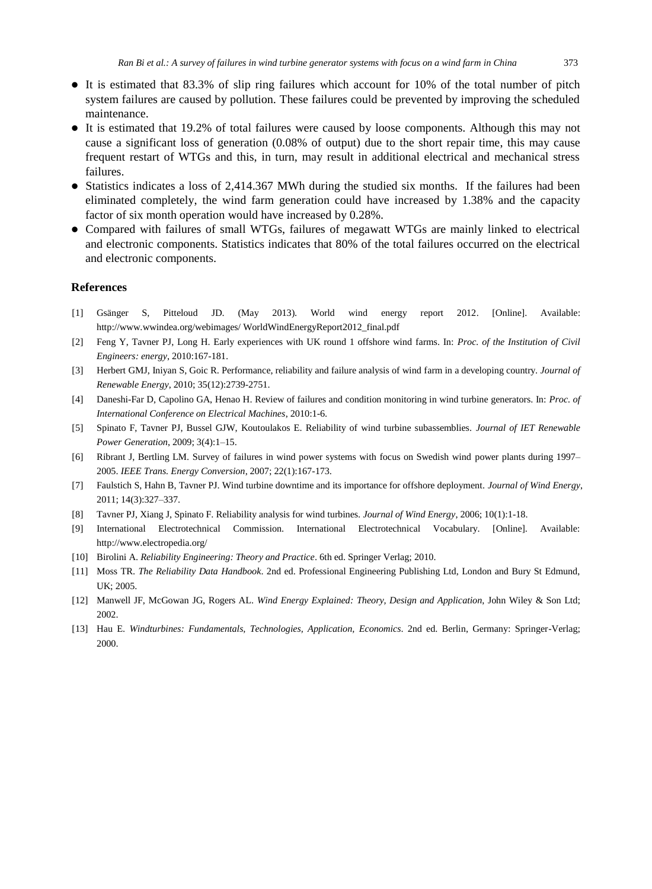- It is estimated that 83.3% of slip ring failures which account for 10% of the total number of pitch system failures are caused by pollution. These failures could be prevented by improving the scheduled maintenance.
- It is estimated that 19.2% of total failures were caused by loose components. Although this may not cause a significant loss of generation (0.08% of output) due to the short repair time, this may cause frequent restart of WTGs and this, in turn, may result in additional electrical and mechanical stress failures.
- Statistics indicates a loss of 2,414.367 MWh during the studied six months. If the failures had been eliminated completely, the wind farm generation could have increased by 1.38% and the capacity factor of six month operation would have increased by 0.28%.
- Compared with failures of small WTGs, failures of megawatt WTGs are mainly linked to electrical and electronic components. Statistics indicates that 80% of the total failures occurred on the electrical and electronic components.

## References

[1] Gsänger S, Pitteloud JD. (May 2013). World wind energy report 2012. [Online]. Available: http://www.wwindea.org/webimages/ WorldWindEnergyReport2012_final.pdf

[2] Feng Y, Tavner PJ, Long H. Early experiences with UK round 1 offshore wind farms. In: *Proc. of the Institution of Civil Engineers: energy*, 2010:167-181.

[3] Herbert GMJ, Iniyan S, Goic R. Performance, reliability and failure analysis of wind farm in a developing country. *Journal of Renewable Energy*, 2010; 35(12):2739-2751.

[4] Daneshi-Far D, Capolino GA, Henao H. Review of failures and condition monitoring in wind turbine generators. In: *Proc. of International Conference on Electrical Machines*, 2010:1-6.

[5] Spinato F, Tavner PJ, Bussel GJW, Koutoulakos E. Reliability of wind turbine subassemblies. *Journal of IET Renewable Power Generation*, 2009; 3(4):1–15.

[6] Ribrant J, Bertling LM. Survey of failures in wind power systems with focus on Swedish wind power plants during 1997–2005. *IEEE Trans. Energy Conversion*, 2007; 22(1):167-173.

[7] Faulstich S, Hahn B, Tavner PJ. Wind turbine downtime and its importance for offshore deployment. *Journal of Wind Energy*, 2011; 14(3):327–337.

[8] Tavner PJ, Xiang J, Spinato F. Reliability analysis for wind turbines. *Journal of Wind Energy*, 2006; 10(1):1-18.

[9] International Electrotechnical Commission. International Electrotechnical Vocabulary. [Online]. Available: http://www.electropedia.org/

[10] Birolini A. *Reliability Engineering: Theory and Practice*. 6th ed. Springer Verlag; 2010.

[11] Moss TR. *The Reliability Data Handbook*. 2nd ed. Professional Engineering Publishing Ltd, London and Bury St Edmund, UK; 2005.

[12] Manwell JF, McGowan JG, Rogers AL. *Wind Energy Explained: Theory, Design and Application*, John Wiley & Son Ltd; 2002.

[13] Hau E. *Windturbines: Fundamentals, Technologies, Application, Economics*. 2nd ed. Berlin, Germany: Springer-Verlag; 2000.